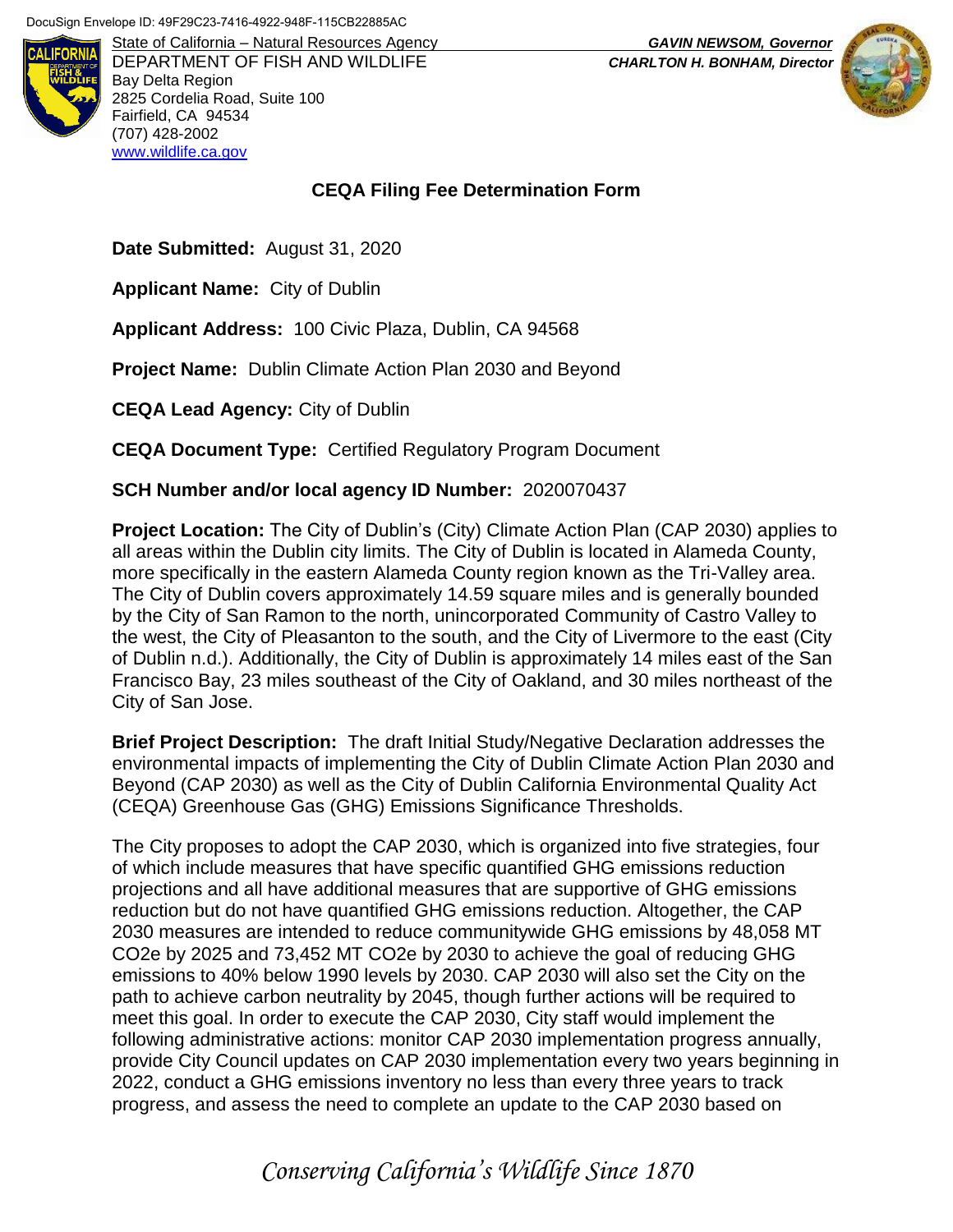DocuSign Envelope ID: 49F29C23-7416-4922-948F-115CB22885AC

State of California – Natural Resources Agency
DEPARTMENT OF FISH AND WILDLIFE
Bay Delta Region
2825 Cordelia Road, Suite 100
Fairfield, CA 94534
(707) 428-2002
www.wildlife.ca.gov

***GAVIN NEWSOM, Governor***
***CHARLTON H. BONHAM, Director***

## CEQA Filing Fee Determination Form

**Date Submitted:** August 31, 2020

**Applicant Name:** City of Dublin

**Applicant Address:** 100 Civic Plaza, Dublin, CA 94568

**Project Name:** Dublin Climate Action Plan 2030 and Beyond

**CEQA Lead Agency:** City of Dublin

**CEQA Document Type:** Certified Regulatory Program Document

**SCH Number and/or local agency ID Number:** 2020070437

**Project Location:** The City of Dublin's (City) Climate Action Plan (CAP 2030) applies to all areas within the Dublin city limits. The City of Dublin is located in Alameda County, more specifically in the eastern Alameda County region known as the Tri-Valley area. The City of Dublin covers approximately 14.59 square miles and is generally bounded by the City of San Ramon to the north, unincorporated Community of Castro Valley to the west, the City of Pleasanton to the south, and the City of Livermore to the east (City of Dublin n.d.). Additionally, the City of Dublin is approximately 14 miles east of the San Francisco Bay, 23 miles southeast of the City of Oakland, and 30 miles northeast of the City of San Jose.

**Brief Project Description:** The draft Initial Study/Negative Declaration addresses the environmental impacts of implementing the City of Dublin Climate Action Plan 2030 and Beyond (CAP 2030) as well as the City of Dublin California Environmental Quality Act (CEQA) Greenhouse Gas (GHG) Emissions Significance Thresholds.

The City proposes to adopt the CAP 2030, which is organized into five strategies, four of which include measures that have specific quantified GHG emissions reduction projections and all have additional measures that are supportive of GHG emissions reduction but do not have quantified GHG emissions reduction. Altogether, the CAP 2030 measures are intended to reduce communitywide GHG emissions by 48,058 MT $CO_2e$ by 2025 and 73,452 MT $CO_2e$ by 2030 to achieve the goal of reducing GHG emissions to 40% below 1990 levels by 2030. CAP 2030 will also set the City on the path to achieve carbon neutrality by 2045, though further actions will be required to meet this goal. In order to execute the CAP 2030, City staff would implement the following administrative actions: monitor CAP 2030 implementation progress annually, provide City Council updates on CAP 2030 implementation every two years beginning in 2022, conduct a GHG emissions inventory no less than every three years to track progress, and assess the need to complete an update to the CAP 2030 based on

*Conserving California's Wildlife Since 1870*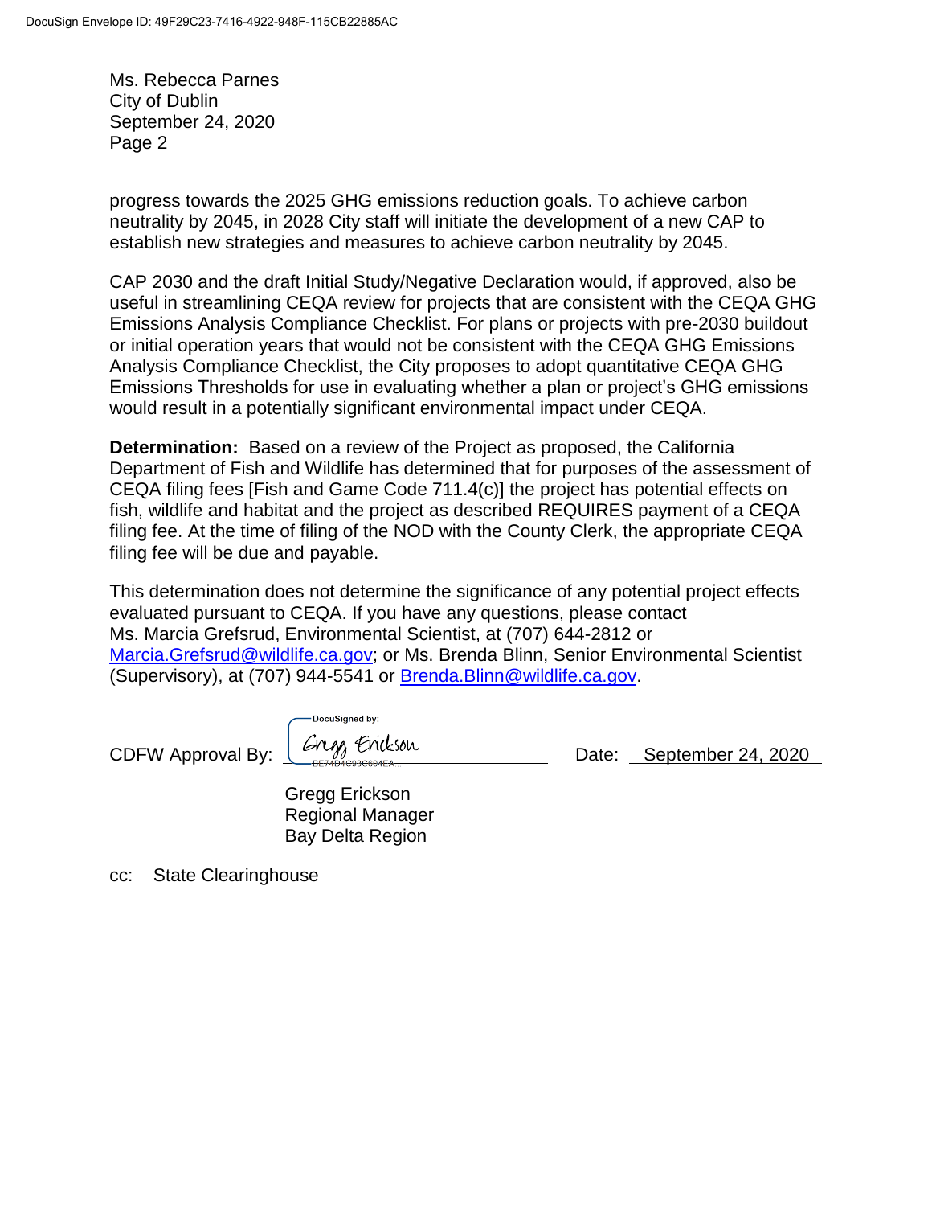Ms. Rebecca Parnes
City of Dublin
September 24, 2020
Page 2

progress towards the 2025 GHG emissions reduction goals. To achieve carbon neutrality by 2045, in 2028 City staff will initiate the development of a new CAP to establish new strategies and measures to achieve carbon neutrality by 2045.

CAP 2030 and the draft Initial Study/Negative Declaration would, if approved, also be useful in streamlining CEQA review for projects that are consistent with the CEQA GHG Emissions Analysis Compliance Checklist. For plans or projects with pre-2030 buildout or initial operation years that would not be consistent with the CEQA GHG Emissions Analysis Compliance Checklist, the City proposes to adopt quantitative CEQA GHG Emissions Thresholds for use in evaluating whether a plan or project's GHG emissions would result in a potentially significant environmental impact under CEQA.

**Determination:** Based on a review of the Project as proposed, the California Department of Fish and Wildlife has determined that for purposes of the assessment of CEQA filing fees [Fish and Game Code 711.4(c)] the project has potential effects on fish, wildlife and habitat and the project as described REQUIRES payment of a CEQA filing fee. At the time of filing of the NOD with the County Clerk, the appropriate CEQA filing fee will be due and payable.

This determination does not determine the significance of any potential project effects evaluated pursuant to CEQA. If you have any questions, please contact Ms. Marcia Grefsrud, Environmental Scientist, at (707) 644-2812 or Marcia.Grefsrud@wildlife.ca.gov; or Ms. Brenda Blinn, Senior Environmental Scientist (Supervisory), at (707) 944-5541 or Brenda.Blinn@wildlife.ca.gov.

CDFW Approval By: DocuSigned by: Gregg Erickson    Date: September 24, 2020

Gregg Erickson
Regional Manager
Bay Delta Region

cc: State Clearinghouse